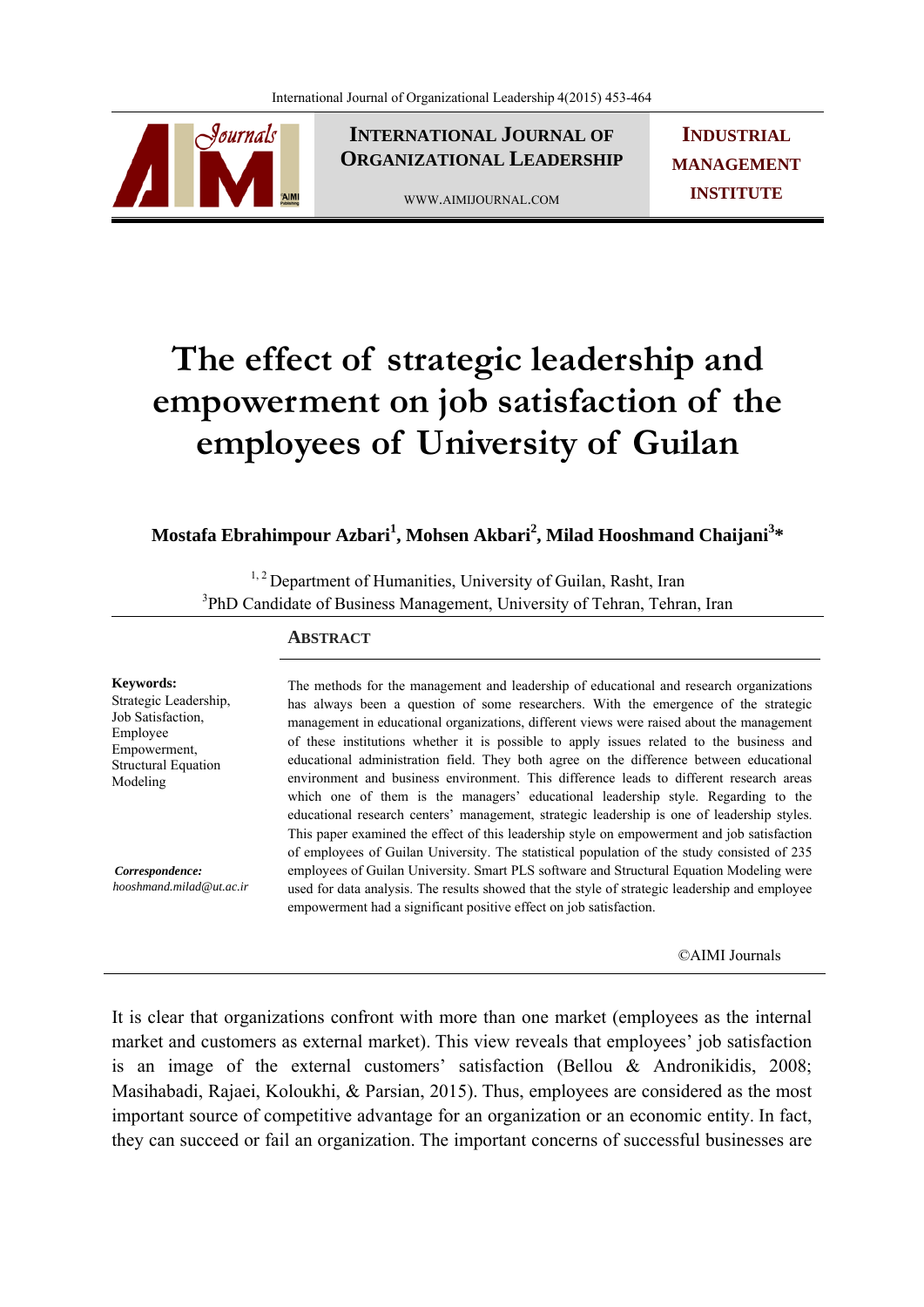# The effect of strategic leadership and empowerment on job satisfaction of the employees of University of Guilan

**Mostafa Ebrahimpour Azbari[1], Mohsen Akbari[2], Milad Hooshmand Chaijani[3]***

[1, 2] Department of Humanities, University of Guilan, Rasht, Iran
[3] PhD Candidate of Business Management, University of Tehran, Tehran, Iran

## ABSTRACT

**Keywords:**
Strategic Leadership, Job Satisfaction, Employee Empowerment, Structural Equation Modeling

***Correspondence:***
*hooshmand.milad@ut.ac.ir*

The methods for the management and leadership of educational and research organizations has always been a question of some researchers. With the emergence of the strategic management in educational organizations, different views were raised about the management of these institutions whether it is possible to apply issues related to the business and educational administration field. They both agree on the difference between educational environment and business environment. This difference leads to different research areas which one of them is the managers' educational leadership style. Regarding to the educational research centers' management, strategic leadership is one of leadership styles. This paper examined the effect of this leadership style on empowerment and job satisfaction of employees of Guilan University. The statistical population of the study consisted of 235 employees of Guilan University. Smart PLS software and Structural Equation Modeling were used for data analysis. The results showed that the style of strategic leadership and employee empowerment had a significant positive effect on job satisfaction.

©AIMI Journals

It is clear that organizations confront with more than one market (employees as the internal market and customers as external market). This view reveals that employees' job satisfaction is an image of the external customers' satisfaction (Bellou & Andronikidis, 2008; Masihabadi, Rajaei, Koloukhi, & Parsian, 2015). Thus, employees are considered as the most important source of competitive advantage for an organization or an economic entity. In fact, they can succeed or fail an organization. The important concerns of successful businesses are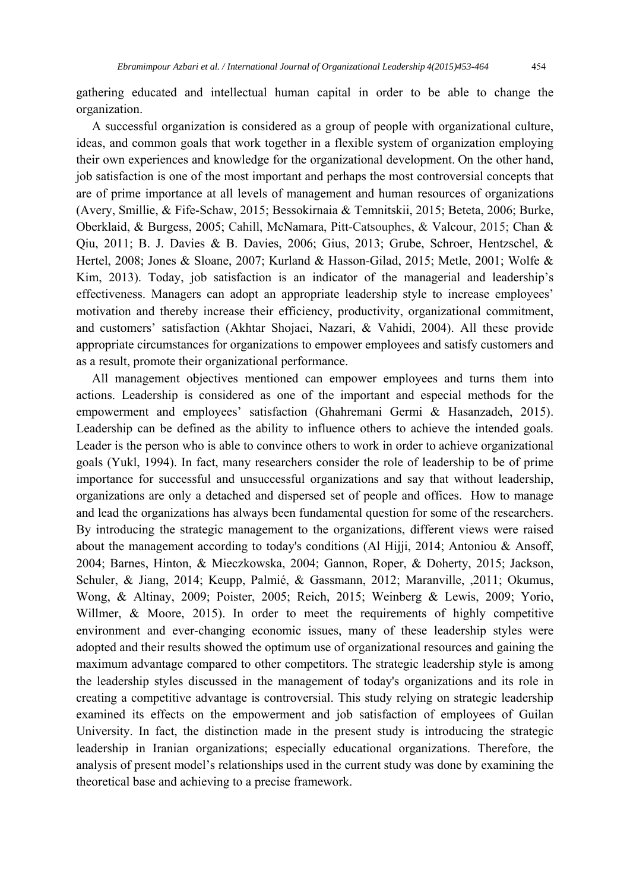gathering educated and intellectual human capital in order to be able to change the organization.

A successful organization is considered as a group of people with organizational culture, ideas, and common goals that work together in a flexible system of organization employing their own experiences and knowledge for the organizational development. On the other hand, job satisfaction is one of the most important and perhaps the most controversial concepts that are of prime importance at all levels of management and human resources of organizations (Avery, Smillie, & Fife-Schaw, 2015; Bessokirnaia & Temnitskii, 2015; Beteta, 2006; Burke, Oberklaid, & Burgess, 2005; Cahill, McNamara, Pitt-Catsouphes, & Valcour, 2015; Chan & Qiu, 2011; B. J. Davies & B. Davies, 2006; Gius, 2013; Grube, Schroer, Hentzschel, & Hertel, 2008; Jones & Sloane, 2007; Kurland & Hasson-Gilad, 2015; Metle, 2001; Wolfe & Kim, 2013). Today, job satisfaction is an indicator of the managerial and leadership's effectiveness. Managers can adopt an appropriate leadership style to increase employees' motivation and thereby increase their efficiency, productivity, organizational commitment, and customers' satisfaction (Akhtar Shojaei, Nazari, & Vahidi, 2004). All these provide appropriate circumstances for organizations to empower employees and satisfy customers and as a result, promote their organizational performance.

All management objectives mentioned can empower employees and turns them into actions. Leadership is considered as one of the important and especial methods for the empowerment and employees' satisfaction (Ghahremani Germi & Hasanzadeh, 2015). Leadership can be defined as the ability to influence others to achieve the intended goals. Leader is the person who is able to convince others to work in order to achieve organizational goals (Yukl, 1994). In fact, many researchers consider the role of leadership to be of prime importance for successful and unsuccessful organizations and say that without leadership, organizations are only a detached and dispersed set of people and offices. How to manage and lead the organizations has always been fundamental question for some of the researchers. By introducing the strategic management to the organizations, different views were raised about the management according to today's conditions (Al Hijji, 2014; Antoniou & Ansoff, 2004; Barnes, Hinton, & Mieczkowska, 2004; Gannon, Roper, & Doherty, 2015; Jackson, Schuler, & Jiang, 2014; Keupp, Palmié, & Gassmann, 2012; Maranville, ,2011; Okumus, Wong, & Altinay, 2009; Poister, 2005; Reich, 2015; Weinberg & Lewis, 2009; Yorio, Willmer, & Moore, 2015). In order to meet the requirements of highly competitive environment and ever-changing economic issues, many of these leadership styles were adopted and their results showed the optimum use of organizational resources and gaining the maximum advantage compared to other competitors. The strategic leadership style is among the leadership styles discussed in the management of today's organizations and its role in creating a competitive advantage is controversial. This study relying on strategic leadership examined its effects on the empowerment and job satisfaction of employees of Guilan University. In fact, the distinction made in the present study is introducing the strategic leadership in Iranian organizations; especially educational organizations. Therefore, the analysis of present model's relationships used in the current study was done by examining the theoretical base and achieving to a precise framework.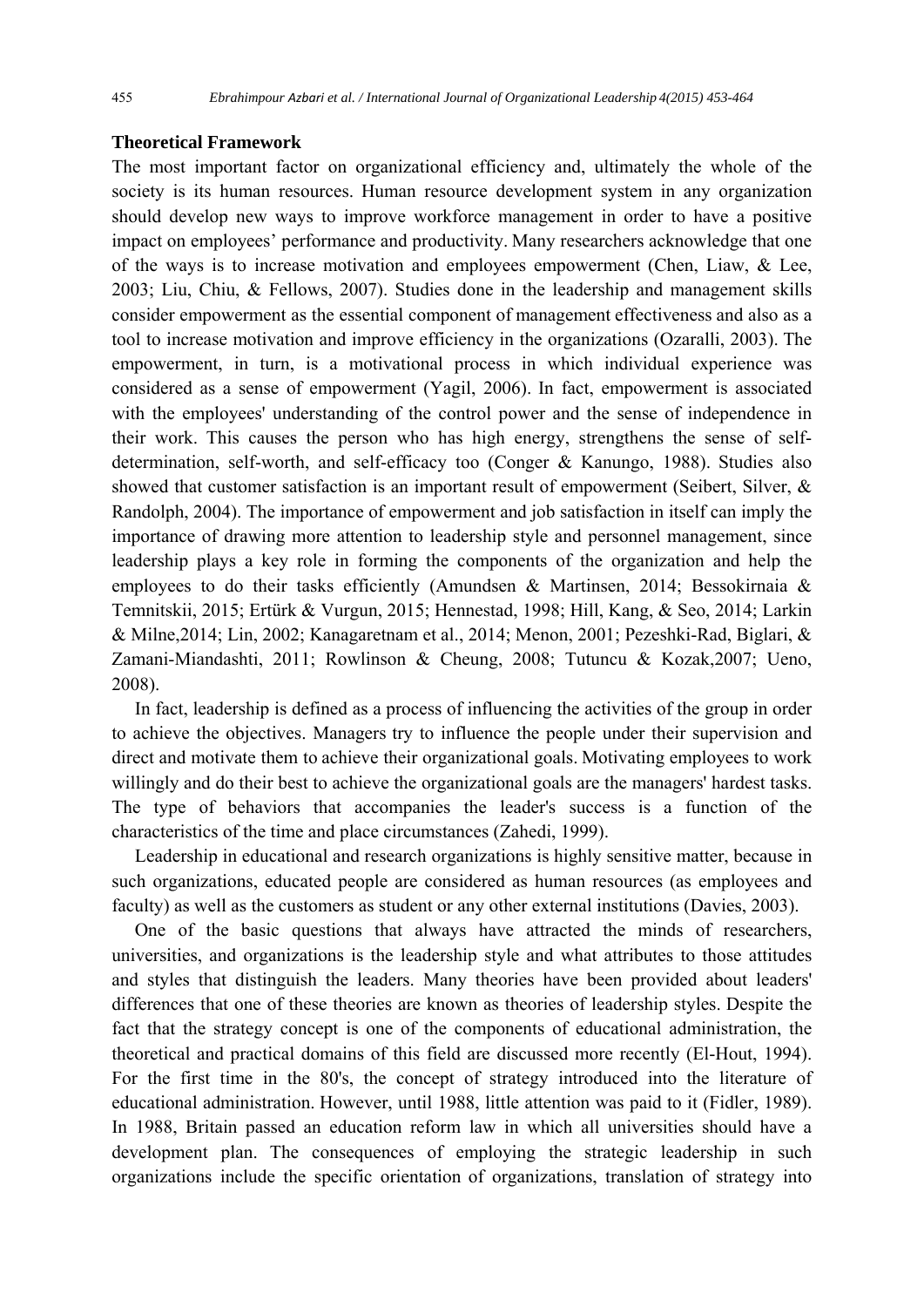**Theoretical Framework**

The most important factor on organizational efficiency and, ultimately the whole of the society is its human resources. Human resource development system in any organization should develop new ways to improve workforce management in order to have a positive impact on employees' performance and productivity. Many researchers acknowledge that one of the ways is to increase motivation and employees empowerment (Chen, Liaw, & Lee, 2003; Liu, Chiu, & Fellows, 2007). Studies done in the leadership and management skills consider empowerment as the essential component of management effectiveness and also as a tool to increase motivation and improve efficiency in the organizations (Ozaralli, 2003). The empowerment, in turn, is a motivational process in which individual experience was considered as a sense of empowerment (Yagil, 2006). In fact, empowerment is associated with the employees' understanding of the control power and the sense of independence in their work. This causes the person who has high energy, strengthens the sense of self-determination, self-worth, and self-efficacy too (Conger & Kanungo, 1988). Studies also showed that customer satisfaction is an important result of empowerment (Seibert, Silver, & Randolph, 2004). The importance of empowerment and job satisfaction in itself can imply the importance of drawing more attention to leadership style and personnel management, since leadership plays a key role in forming the components of the organization and help the employees to do their tasks efficiently (Amundsen & Martinsen, 2014; Bessokirnaia & Temnitskii, 2015; Ertürk & Vurgun, 2015; Hennestad, 1998; Hill, Kang, & Seo, 2014; Larkin & Milne,2014; Lin, 2002; Kanagaretnam et al., 2014; Menon, 2001; Pezeshki-Rad, Biglari, & Zamani-Miandashti, 2011; Rowlinson & Cheung, 2008; Tutuncu & Kozak,2007; Ueno, 2008).

In fact, leadership is defined as a process of influencing the activities of the group in order to achieve the objectives. Managers try to influence the people under their supervision and direct and motivate them to achieve their organizational goals. Motivating employees to work willingly and do their best to achieve the organizational goals are the managers' hardest tasks. The type of behaviors that accompanies the leader's success is a function of the characteristics of the time and place circumstances (Zahedi, 1999).

Leadership in educational and research organizations is highly sensitive matter, because in such organizations, educated people are considered as human resources (as employees and faculty) as well as the customers as student or any other external institutions (Davies, 2003).

One of the basic questions that always have attracted the minds of researchers, universities, and organizations is the leadership style and what attributes to those attitudes and styles that distinguish the leaders. Many theories have been provided about leaders' differences that one of these theories are known as theories of leadership styles. Despite the fact that the strategy concept is one of the components of educational administration, the theoretical and practical domains of this field are discussed more recently (El-Hout, 1994). For the first time in the 80's, the concept of strategy introduced into the literature of educational administration. However, until 1988, little attention was paid to it (Fidler, 1989). In 1988, Britain passed an education reform law in which all universities should have a development plan. The consequences of employing the strategic leadership in such organizations include the specific orientation of organizations, translation of strategy into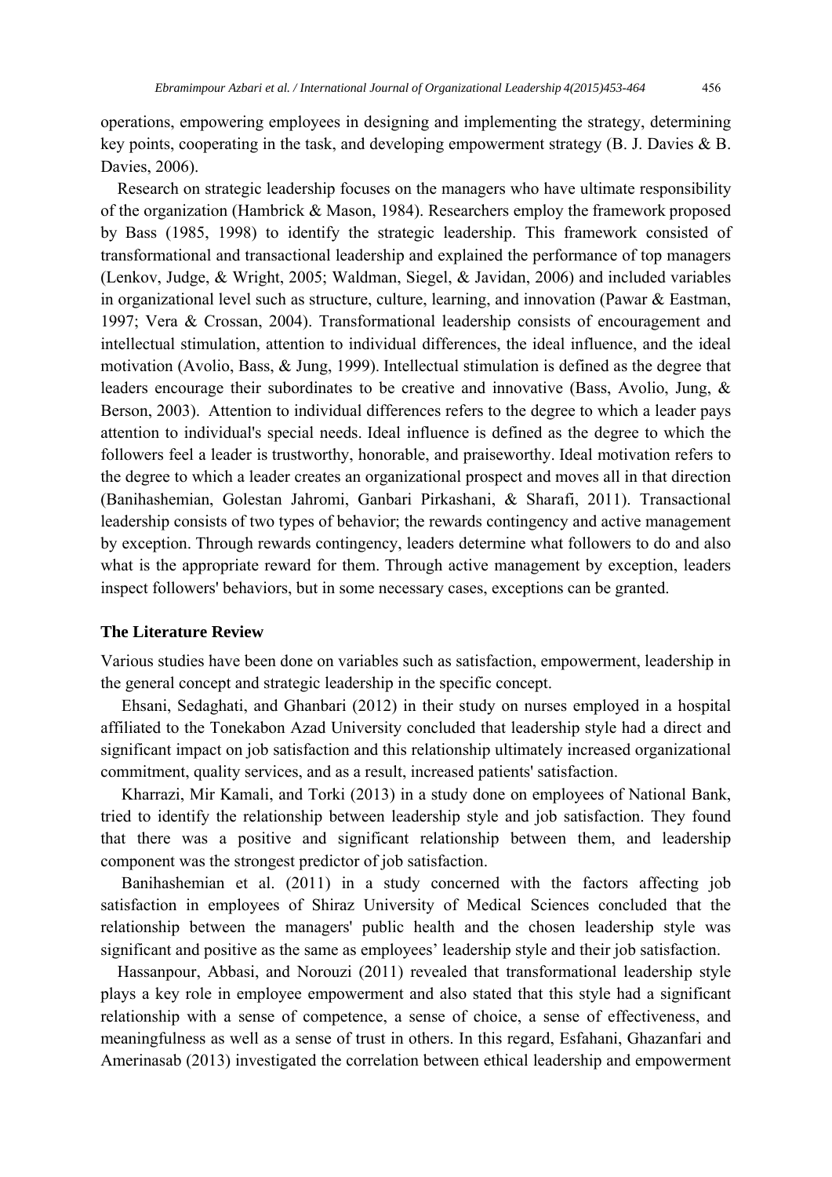operations, empowering employees in designing and implementing the strategy, determining key points, cooperating in the task, and developing empowerment strategy (B. J. Davies & B. Davies, 2006).

Research on strategic leadership focuses on the managers who have ultimate responsibility of the organization (Hambrick & Mason, 1984). Researchers employ the framework proposed by Bass (1985, 1998) to identify the strategic leadership. This framework consisted of transformational and transactional leadership and explained the performance of top managers (Lenkov, Judge, & Wright, 2005; Waldman, Siegel, & Javidan, 2006) and included variables in organizational level such as structure, culture, learning, and innovation (Pawar & Eastman, 1997; Vera & Crossan, 2004). Transformational leadership consists of encouragement and intellectual stimulation, attention to individual differences, the ideal influence, and the ideal motivation (Avolio, Bass, & Jung, 1999). Intellectual stimulation is defined as the degree that leaders encourage their subordinates to be creative and innovative (Bass, Avolio, Jung, & Berson, 2003). Attention to individual differences refers to the degree to which a leader pays attention to individual's special needs. Ideal influence is defined as the degree to which the followers feel a leader is trustworthy, honorable, and praiseworthy. Ideal motivation refers to the degree to which a leader creates an organizational prospect and moves all in that direction (Banihashemian, Golestan Jahromi, Ganbari Pirkashani, & Sharafi, 2011). Transactional leadership consists of two types of behavior; the rewards contingency and active management by exception. Through rewards contingency, leaders determine what followers to do and also what is the appropriate reward for them. Through active management by exception, leaders inspect followers' behaviors, but in some necessary cases, exceptions can be granted.

## The Literature Review

Various studies have been done on variables such as satisfaction, empowerment, leadership in the general concept and strategic leadership in the specific concept.

Ehsani, Sedaghati, and Ghanbari (2012) in their study on nurses employed in a hospital affiliated to the Tonekabon Azad University concluded that leadership style had a direct and significant impact on job satisfaction and this relationship ultimately increased organizational commitment, quality services, and as a result, increased patients' satisfaction.

Kharrazi, Mir Kamali, and Torki (2013) in a study done on employees of National Bank, tried to identify the relationship between leadership style and job satisfaction. They found that there was a positive and significant relationship between them, and leadership component was the strongest predictor of job satisfaction.

Banihashemian et al. (2011) in a study concerned with the factors affecting job satisfaction in employees of Shiraz University of Medical Sciences concluded that the relationship between the managers' public health and the chosen leadership style was significant and positive as the same as employees' leadership style and their job satisfaction.

Hassanpour, Abbasi, and Norouzi (2011) revealed that transformational leadership style plays a key role in employee empowerment and also stated that this style had a significant relationship with a sense of competence, a sense of choice, a sense of effectiveness, and meaningfulness as well as a sense of trust in others. In this regard, Esfahani, Ghazanfari and Amerinasab (2013) investigated the correlation between ethical leadership and empowerment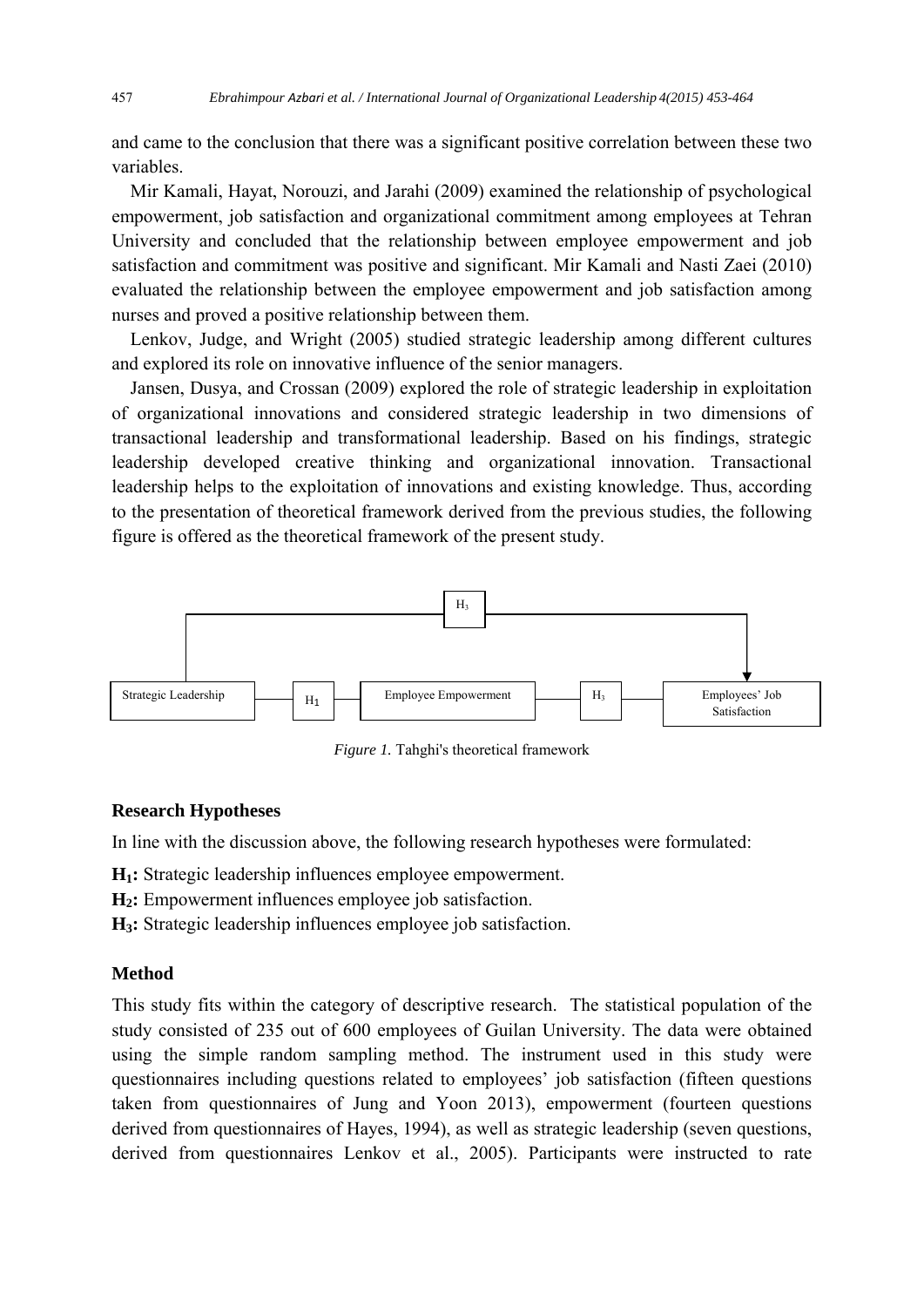and came to the conclusion that there was a significant positive correlation between these two variables.

Mir Kamali, Hayat, Norouzi, and Jarahi (2009) examined the relationship of psychological empowerment, job satisfaction and organizational commitment among employees at Tehran University and concluded that the relationship between employee empowerment and job satisfaction and commitment was positive and significant. Mir Kamali and Nasti Zaei (2010) evaluated the relationship between the employee empowerment and job satisfaction among nurses and proved a positive relationship between them.

Lenkov, Judge, and Wright (2005) studied strategic leadership among different cultures and explored its role on innovative influence of the senior managers.

Jansen, Dusya, and Crossan (2009) explored the role of strategic leadership in exploitation of organizational innovations and considered strategic leadership in two dimensions of transactional leadership and transformational leadership. Based on his findings, strategic leadership developed creative thinking and organizational innovation. Transactional leadership helps to the exploitation of innovations and existing knowledge. Thus, according to the presentation of theoretical framework derived from the previous studies, the following figure is offered as the theoretical framework of the present study.

*Figure 1.* Tahghi's theoretical framework

### Research Hypotheses

In line with the discussion above, the following research hypotheses were formulated:

**$H_1$:** Strategic leadership influences employee empowerment.

**$H_2$:** Empowerment influences employee job satisfaction.

**$H_3$:** Strategic leadership influences employee job satisfaction.

### Method

This study fits within the category of descriptive research. The statistical population of the study consisted of 235 out of 600 employees of Guilan University. The data were obtained using the simple random sampling method. The instrument used in this study were questionnaires including questions related to employees' job satisfaction (fifteen questions taken from questionnaires of Jung and Yoon 2013), empowerment (fourteen questions derived from questionnaires of Hayes, 1994), as well as strategic leadership (seven questions, derived from questionnaires Lenkov et al., 2005). Participants were instructed to rate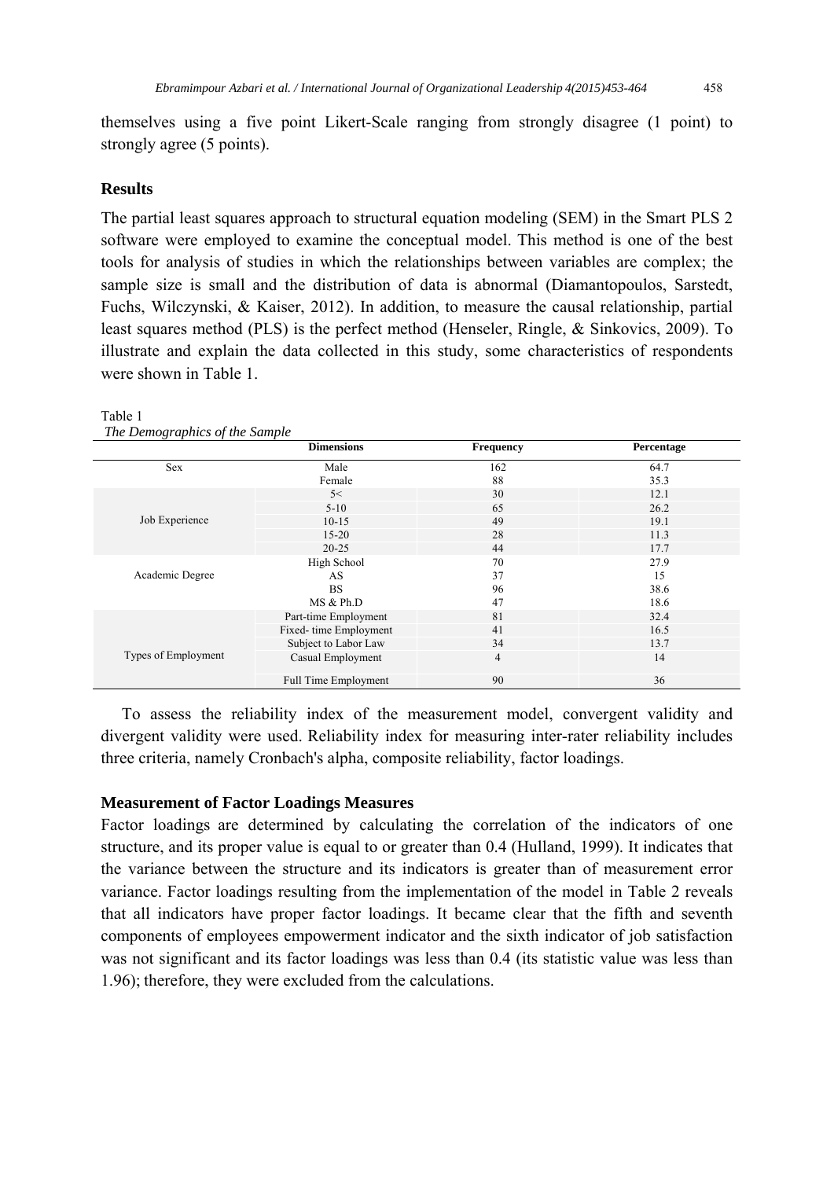themselves using a five point Likert-Scale ranging from strongly disagree (1 point) to strongly agree (5 points).

## Results

The partial least squares approach to structural equation modeling (SEM) in the Smart PLS 2 software were employed to examine the conceptual model. This method is one of the best tools for analysis of studies in which the relationships between variables are complex; the sample size is small and the distribution of data is abnormal (Diamantopoulos, Sarstedt, Fuchs, Wilczynski, & Kaiser, 2012). In addition, to measure the causal relationship, partial least squares method (PLS) is the perfect method (Henseler, Ringle, & Sinkovics, 2009). To illustrate and explain the data collected in this study, some characteristics of respondents were shown in Table 1.

Table 1
*The Demographics of the Sample*

| | Dimensions | Frequency | Percentage |
|---|---|---|---|
| Sex | Male | 162 | 64.7 |
| | Female | 88 | 35.3 |
| Job Experience | 5< | 30 | 12.1 |
| | 5-10 | 65 | 26.2 |
| | 10-15 | 49 | 19.1 |
| | 15-20 | 28 | 11.3 |
| | 20-25 | 44 | 17.7 |
| Academic Degree | High School | 70 | 27.9 |
| | AS | 37 | 15 |
| | BS | 96 | 38.6 |
| | MS & Ph.D | 47 | 18.6 |
| Types of Employment | Part-time Employment | 81 | 32.4 |
| | Fixed- time Employment | 41 | 16.5 |
| | Subject to Labor Law | 34 | 13.7 |
| | Casual Employment | 4 | 14 |
| | Full Time Employment | 90 | 36 |

To assess the reliability index of the measurement model, convergent validity and divergent validity were used. Reliability index for measuring inter-rater reliability includes three criteria, namely Cronbach's alpha, composite reliability, factor loadings.

### Measurement of Factor Loadings Measures

Factor loadings are determined by calculating the correlation of the indicators of one structure, and its proper value is equal to or greater than 0.4 (Hulland, 1999). It indicates that the variance between the structure and its indicators is greater than of measurement error variance. Factor loadings resulting from the implementation of the model in Table 2 reveals that all indicators have proper factor loadings. It became clear that the fifth and seventh components of employees empowerment indicator and the sixth indicator of job satisfaction was not significant and its factor loadings was less than 0.4 (its statistic value was less than 1.96); therefore, they were excluded from the calculations.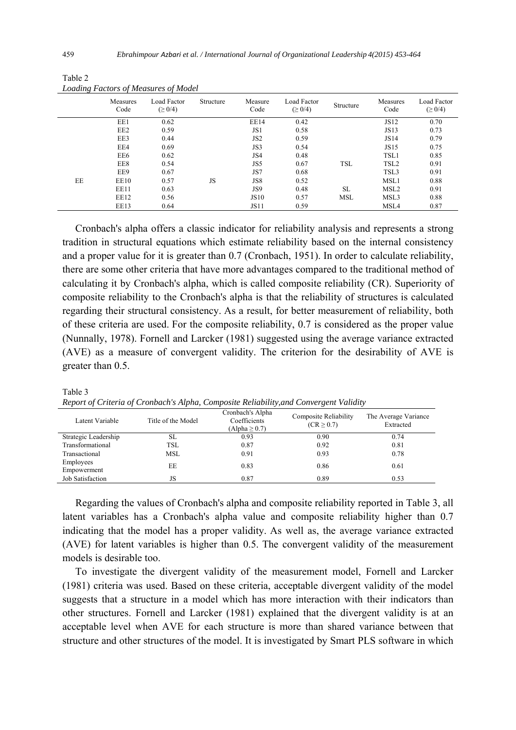Table 2
*Loading Factors of Measures of Model*

| | Measures Code | Load Factor ($\geq$ 0/4) | Structure | Measure Code | Load Factor ($\geq$ 0/4) | Structure | Measures Code | Load Factor ($\geq$ 0/4) |
|---|---|---|---|---|---|---|---|---|
| | EE1 | 0.62 | | EE14 | 0.42 | | JS12 | 0.70 |
| | EE2 | 0.59 | | JS1 | 0.58 | | JS13 | 0.73 |
| | EE3 | 0.44 | | JS2 | 0.59 | | JS14 | 0.79 |
| | EE4 | 0.69 | | JS3 | 0.54 | | JS15 | 0.75 |
| | EE6 | 0.62 | | JS4 | 0.48 | | TSL1 | 0.85 |
| | EE8 | 0.54 | | JS5 | 0.67 | TSL | TSL2 | 0.91 |
| | EE9 | 0.67 | | JS7 | 0.68 | | TSL3 | 0.91 |
| EE | EE10 | 0.57 | JS | JS8 | 0.52 | | MSL1 | 0.88 |
| | EE11 | 0.63 | | JS9 | 0.48 | SL | MSL2 | 0.91 |
| | EE12 | 0.56 | | JS10 | 0.57 | MSL | MSL3 | 0.88 |
| | EE13 | 0.64 | | JS11 | 0.59 | | MSL4 | 0.87 |

Cronbach's alpha offers a classic indicator for reliability analysis and represents a strong tradition in structural equations which estimate reliability based on the internal consistency and a proper value for it is greater than 0.7 (Cronbach, 1951). In order to calculate reliability, there are some other criteria that have more advantages compared to the traditional method of calculating it by Cronbach's alpha, which is called composite reliability (CR). Superiority of composite reliability to the Cronbach's alpha is that the reliability of structures is calculated regarding their structural consistency. As a result, for better measurement of reliability, both of these criteria are used. For the composite reliability, 0.7 is considered as the proper value (Nunnally, 1978). Fornell and Larcker (1981) suggested using the average variance extracted (AVE) as a measure of convergent validity. The criterion for the desirability of AVE is greater than 0.5.

Table 3
*Report of Criteria of Cronbach's Alpha, Composite Reliability,and Convergent Validity*

| Latent Variable | Title of the Model | Cronbach's Alpha Coefficients (Alpha $\geq$ 0.7) | Composite Reliability (CR $\geq$ 0.7) | The Average Variance Extracted |
|---|---|---|---|---|
| Strategic Leadership | SL | 0.93 | 0.90 | 0.74 |
| Transformational | TSL | 0.87 | 0.92 | 0.81 |
| Transactional | MSL | 0.91 | 0.93 | 0.78 |
| Employees Empowerment | EE | 0.83 | 0.86 | 0.61 |
| Job Satisfaction | JS | 0.87 | 0.89 | 0.53 |

Regarding the values of Cronbach's alpha and composite reliability reported in Table 3, all latent variables has a Cronbach's alpha value and composite reliability higher than 0.7 indicating that the model has a proper validity. As well as, the average variance extracted (AVE) for latent variables is higher than 0.5. The convergent validity of the measurement models is desirable too.

To investigate the divergent validity of the measurement model, Fornell and Larcker (1981) criteria was used. Based on these criteria, acceptable divergent validity of the model suggests that a structure in a model which has more interaction with their indicators than other structures. Fornell and Larcker (1981) explained that the divergent validity is at an acceptable level when AVE for each structure is more than shared variance between that structure and other structures of the model. It is investigated by Smart PLS software in which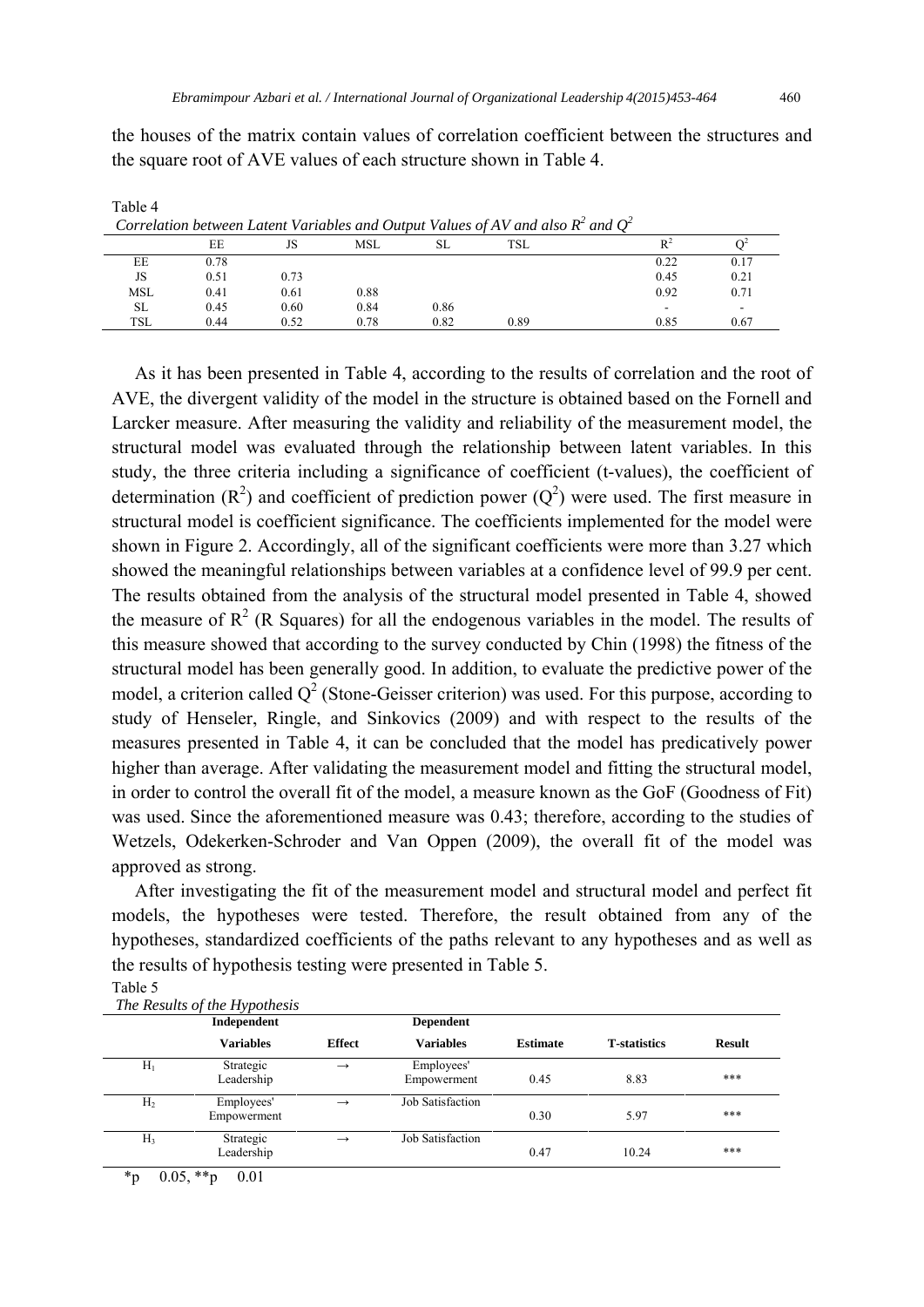the houses of the matrix contain values of correlation coefficient between the structures and the square root of AVE values of each structure shown in Table 4.

Table 4
*Correlation between Latent Variables and Output Values of AV and also $R^2$ and $Q^2$*

| | EE | JS | MSL | SL | TSL | $R^2$ | $Q^2$ |
|---|---|---|---|---|---|---|---|
| EE | 0.78 | | | | | 0.22 | 0.17 |
| JS | 0.51 | 0.73 | | | | 0.45 | 0.21 |
| MSL | 0.41 | 0.61 | 0.88 | | | 0.92 | 0.71 |
| SL | 0.45 | 0.60 | 0.84 | 0.86 | | - | - |
| TSL | 0.44 | 0.52 | 0.78 | 0.82 | 0.89 | 0.85 | 0.67 |

As it has been presented in Table 4, according to the results of correlation and the root of AVE, the divergent validity of the model in the structure is obtained based on the Fornell and Larcker measure. After measuring the validity and reliability of the measurement model, the structural model was evaluated through the relationship between latent variables. In this study, the three criteria including a significance of coefficient (t-values), the coefficient of determination ($R^2$) and coefficient of prediction power ($Q^2$) were used. The first measure in structural model is coefficient significance. The coefficients implemented for the model were shown in Figure 2. Accordingly, all of the significant coefficients were more than 3.27 which showed the meaningful relationships between variables at a confidence level of 99.9 per cent. The results obtained from the analysis of the structural model presented in Table 4, showed the measure of $R^2$ (R Squares) for all the endogenous variables in the model. The results of this measure showed that according to the survey conducted by Chin (1998) the fitness of the structural model has been generally good. In addition, to evaluate the predictive power of the model, a criterion called $Q^2$ (Stone-Geisser criterion) was used. For this purpose, according to study of Henseler, Ringle, and Sinkovics (2009) and with respect to the results of the measures presented in Table 4, it can be concluded that the model has predicatively power higher than average. After validating the measurement model and fitting the structural model, in order to control the overall fit of the model, a measure known as the GoF (Goodness of Fit) was used. Since the aforementioned measure was 0.43; therefore, according to the studies of Wetzels, Odekerken-Schroder and Van Oppen (2009), the overall fit of the model was approved as strong.

After investigating the fit of the measurement model and structural model and perfect fit models, the hypotheses were tested. Therefore, the result obtained from any of the hypotheses, standardized coefficients of the paths relevant to any hypotheses and as well as the results of hypothesis testing were presented in Table 5.

Table 5
*The Results of the Hypothesis*

| | Independent Variables | Effect | Dependent Variables | Estimate | T-statistics | Result |
|---|---|---|---|---|---|---|
| $H_1$ | Strategic Leadership | → | Employees' Empowerment | 0.45 | 8.83 | *** |
| $H_2$ | Employees' Empowerment | → | Job Satisfaction | 0.30 | 5.97 | *** |
| $H_3$ | Strategic Leadership | → | Job Satisfaction | 0.47 | 10.24 | *** |

*p 0.05, **p 0.01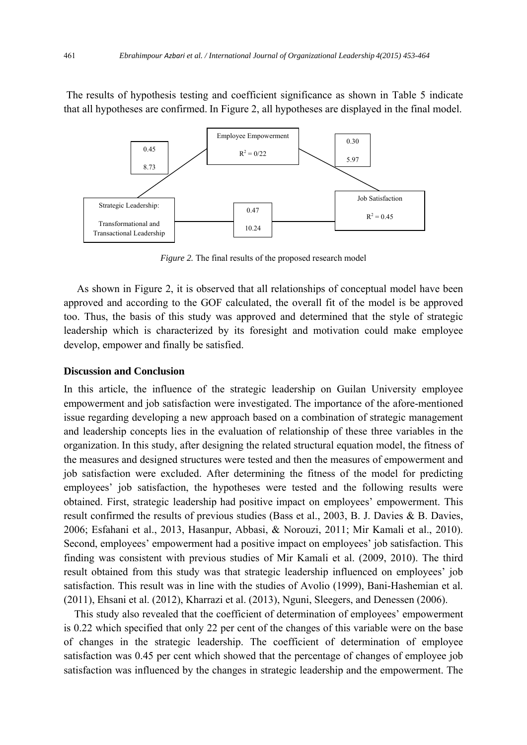The results of hypothesis testing and coefficient significance as shown in Table 5 indicate that all hypotheses are confirmed. In Figure 2, all hypotheses are displayed in the final model.

Employee Empowerment

$R^2 = 0/22$

0.45

8.73

0.30

5.97

Strategic Leadership:

Transformational and Transactional Leadership

0.47

10.24

Job Satisfaction

$R^2 = 0.45$

*Figure 2.* The final results of the proposed research model

As shown in Figure 2, it is observed that all relationships of conceptual model have been approved and according to the GOF calculated, the overall fit of the model is be approved too. Thus, the basis of this study was approved and determined that the style of strategic leadership which is characterized by its foresight and motivation could make employee develop, empower and finally be satisfied.

## Discussion and Conclusion

In this article, the influence of the strategic leadership on Guilan University employee empowerment and job satisfaction were investigated. The importance of the afore-mentioned issue regarding developing a new approach based on a combination of strategic management and leadership concepts lies in the evaluation of relationship of these three variables in the organization. In this study, after designing the related structural equation model, the fitness of the measures and designed structures were tested and then the measures of empowerment and job satisfaction were excluded. After determining the fitness of the model for predicting employees' job satisfaction, the hypotheses were tested and the following results were obtained. First, strategic leadership had positive impact on employees' empowerment. This result confirmed the results of previous studies (Bass et al., 2003, B. J. Davies & B. Davies, 2006; Esfahani et al., 2013, Hasanpur, Abbasi, & Norouzi, 2011; Mir Kamali et al., 2010). Second, employees' empowerment had a positive impact on employees' job satisfaction. This finding was consistent with previous studies of Mir Kamali et al. (2009, 2010). The third result obtained from this study was that strategic leadership influenced on employees' job satisfaction. This result was in line with the studies of Avolio (1999), Bani-Hashemian et al. (2011), Ehsani et al. (2012), Kharrazi et al. (2013), Nguni, Sleegers, and Denessen (2006).

This study also revealed that the coefficient of determination of employees' empowerment is 0.22 which specified that only 22 per cent of the changes of this variable were on the base of changes in the strategic leadership. The coefficient of determination of employee satisfaction was 0.45 per cent which showed that the percentage of changes of employee job satisfaction was influenced by the changes in strategic leadership and the empowerment. The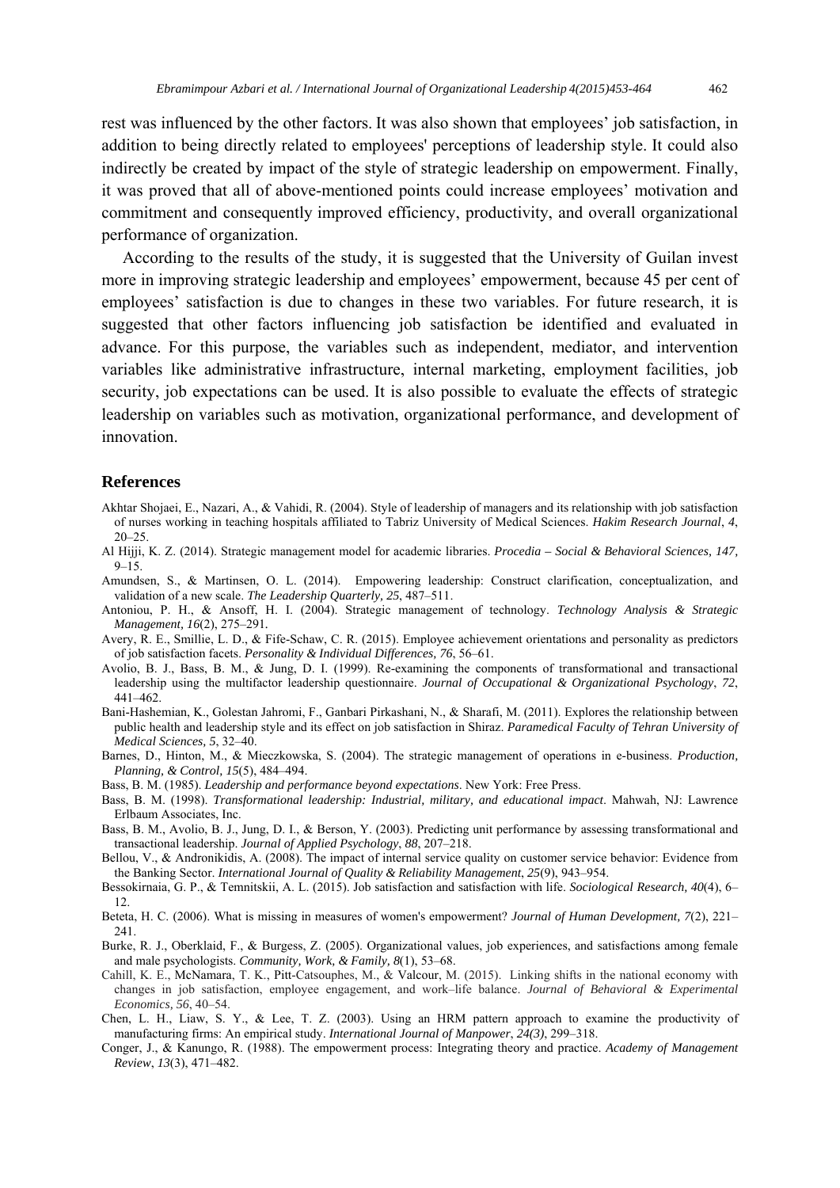rest was influenced by the other factors. It was also shown that employees' job satisfaction, in addition to being directly related to employees' perceptions of leadership style. It could also indirectly be created by impact of the style of strategic leadership on empowerment. Finally, it was proved that all of above-mentioned points could increase employees' motivation and commitment and consequently improved efficiency, productivity, and overall organizational performance of organization.

According to the results of the study, it is suggested that the University of Guilan invest more in improving strategic leadership and employees' empowerment, because 45 per cent of employees' satisfaction is due to changes in these two variables. For future research, it is suggested that other factors influencing job satisfaction be identified and evaluated in advance. For this purpose, the variables such as independent, mediator, and intervention variables like administrative infrastructure, internal marketing, employment facilities, job security, job expectations can be used. It is also possible to evaluate the effects of strategic leadership on variables such as motivation, organizational performance, and development of innovation.

## References

Akhtar Shojaei, E., Nazari, A., & Vahidi, R. (2004). Style of leadership of managers and its relationship with job satisfaction of nurses working in teaching hospitals affiliated to Tabriz University of Medical Sciences. *Hakim Research Journal*, *4*, 20–25.

Al Hijji, K. Z. (2014). Strategic management model for academic libraries. *Procedia – Social & Behavioral Sciences, 147,* 9–15.

Amundsen, S., & Martinsen, O. L. (2014). Empowering leadership: Construct clarification, conceptualization, and validation of a new scale. *The Leadership Quarterly, 25*, 487–511.

Antoniou, P. H., & Ansoff, H. I. (2004). Strategic management of technology. *Technology Analysis & Strategic Management, 16*(2), 275–291.

Avery, R. E., Smillie, L. D., & Fife-Schaw, C. R. (2015). Employee achievement orientations and personality as predictors of job satisfaction facets. *Personality & Individual Differences, 76*, 56–61.

Avolio, B. J., Bass, B. M., & Jung, D. I. (1999). Re-examining the components of transformational and transactional leadership using the multifactor leadership questionnaire. *Journal of Occupational & Organizational Psychology*, *72*, 441–462.

Bani-Hashemian, K., Golestan Jahromi, F., Ganbari Pirkashani, N., & Sharafi, M. (2011). Explores the relationship between public health and leadership style and its effect on job satisfaction in Shiraz. *Paramedical Faculty of Tehran University of Medical Sciences, 5*, 32–40.

Barnes, D., Hinton, M., & Mieczkowska, S. (2004). The strategic management of operations in e-business. *Production, Planning, & Control, 15*(5), 484–494.

Bass, B. M. (1985). *Leadership and performance beyond expectations*. New York: Free Press.

Bass, B. M. (1998). *Transformational leadership: Industrial, military, and educational impact*. Mahwah, NJ: Lawrence Erlbaum Associates, Inc.

Bass, B. M., Avolio, B. J., Jung, D. I., & Berson, Y. (2003). Predicting unit performance by assessing transformational and transactional leadership. *Journal of Applied Psychology*, *88*, 207–218.

Bellou, V., & Andronikidis, A. (2008). The impact of internal service quality on customer service behavior: Evidence from the Banking Sector. *International Journal of Quality & Reliability Management*, *25*(9), 943–954.

Bessokirnaia, G. P., & Temnitskii, A. L. (2015). Job satisfaction and satisfaction with life. *Sociological Research, 40*(4), 6–12.

Beteta, H. C. (2006). What is missing in measures of women's empowerment? *Journal of Human Development*, *7*(2), 221–241.

Burke, R. J., Oberklaid, F., & Burgess, Z. (2005). Organizational values, job experiences, and satisfactions among female and male psychologists. *Community, Work, & Family, 8*(1), 53–68.

Cahill, K. E., McNamara, T. K., Pitt-Catsouphes, M., & Valcour, M. (2015). Linking shifts in the national economy with changes in job satisfaction, employee engagement, and work–life balance. *Journal of Behavioral & Experimental Economics*, *56*, 40–54.

Chen, L. H., Liaw, S. Y., & Lee, T. Z. (2003). Using an HRM pattern approach to examine the productivity of manufacturing firms: An empirical study. *International Journal of Manpower*, *24(3)*, 299–318.

Conger, J., & Kanungo, R. (1988). The empowerment process: Integrating theory and practice. *Academy of Management Review*, *13*(3), 471–482.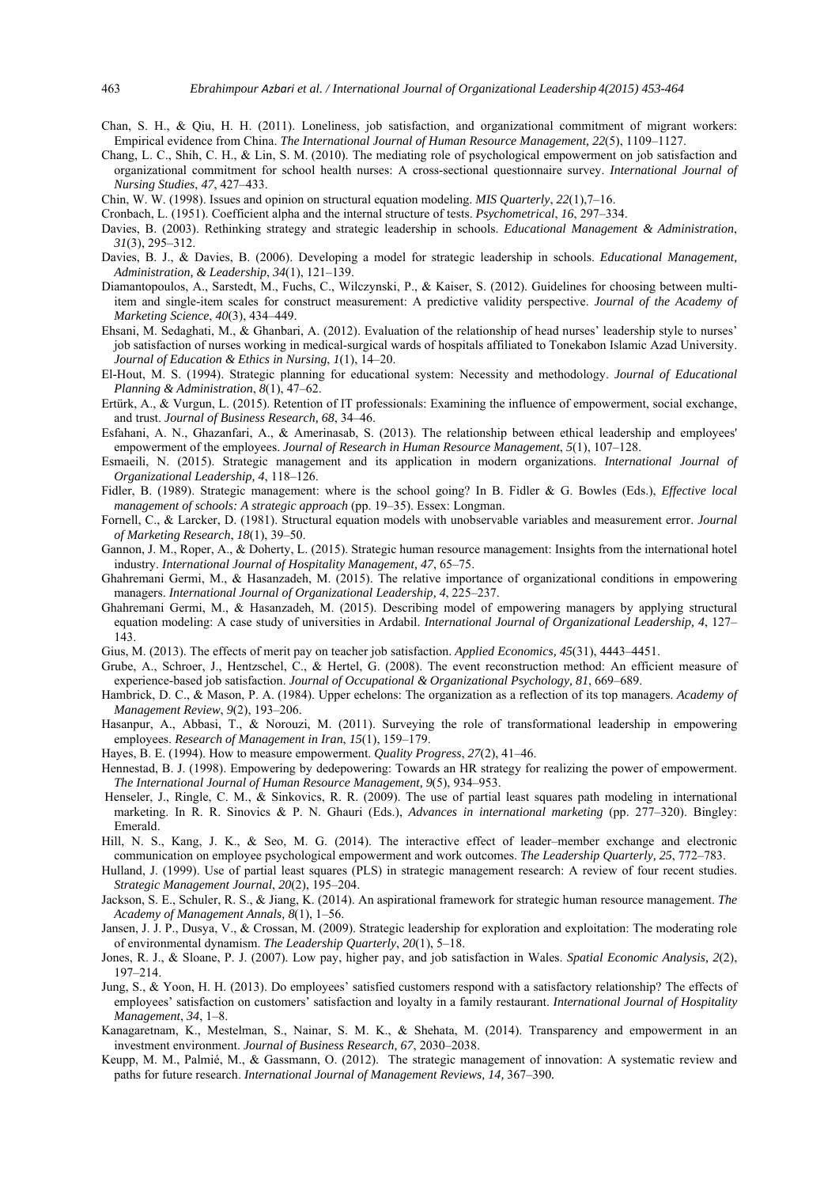Chan, S. H., & Qiu, H. H. (2011). Loneliness, job satisfaction, and organizational commitment of migrant workers: Empirical evidence from China. *The International Journal of Human Resource Management*, *22*(5), 1109–1127.

Chang, L. C., Shih, C. H., & Lin, S. M. (2010). The mediating role of psychological empowerment on job satisfaction and organizational commitment for school health nurses: A cross-sectional questionnaire survey. *International Journal of Nursing Studies*, *47*, 427–433.

Chin, W. W. (1998). Issues and opinion on structural equation modeling. *MIS Quarterly*, *22*(1),7–16.

Cronbach, L. (1951). Coefficient alpha and the internal structure of tests. *Psychometrical*, *16*, 297–334.

Davies, B. (2003). Rethinking strategy and strategic leadership in schools. *Educational Management & Administration*, *31*(3), 295–312.

Davies, B. J., & Davies, B. (2006). Developing a model for strategic leadership in schools. *Educational Management, Administration, & Leadership*, *34*(1), 121–139.

Diamantopoulos, A., Sarstedt, M., Fuchs, C., Wilczynski, P., & Kaiser, S. (2012). Guidelines for choosing between multi-item and single-item scales for construct measurement: A predictive validity perspective. *Journal of the Academy of Marketing Science*, *40*(3), 434–449.

Ehsani, M. Sedaghati, M., & Ghanbari, A. (2012). Evaluation of the relationship of head nurses' leadership style to nurses' job satisfaction of nurses working in medical-surgical wards of hospitals affiliated to Tonekabon Islamic Azad University. *Journal of Education & Ethics in Nursing*, *1*(1), 14–20.

El-Hout, M. S. (1994). Strategic planning for educational system: Necessity and methodology. *Journal of Educational Planning & Administration*, *8*(1), 47–62.

Ertürk, A., & Vurgun, L. (2015). Retention of IT professionals: Examining the influence of empowerment, social exchange, and trust. *Journal of Business Research, 68*, 34–46.

Esfahani, A. N., Ghazanfari, A., & Amerinasab, S. (2013). The relationship between ethical leadership and employees' empowerment of the employees. *Journal of Research in Human Resource Management*, *5*(1), 107–128.

Esmaeili, N. (2015). Strategic management and its application in modern organizations. *International Journal of Organizational Leadership, 4*, 118–126.

Fidler, B. (1989). Strategic management: where is the school going? In B. Fidler & G. Bowles (Eds.), *Effective local management of schools: A strategic approach* (pp. 19–35). Essex: Longman.

Fornell, C., & Larcker, D. (1981). Structural equation models with unobservable variables and measurement error. *Journal of Marketing Research*, *18*(1), 39–50.

Gannon, J. M., Roper, A., & Doherty, L. (2015). Strategic human resource management: Insights from the international hotel industry. *International Journal of Hospitality Management, 47*, 65–75.

Ghahremani Germi, M., & Hasanzadeh, M. (2015). The relative importance of organizational conditions in empowering managers. *International Journal of Organizational Leadership, 4*, 225–237.

Ghahremani Germi, M., & Hasanzadeh, M. (2015). Describing model of empowering managers by applying structural equation modeling: A case study of universities in Ardabil. *International Journal of Organizational Leadership, 4*, 127–143.

Gius, M. (2013). The effects of merit pay on teacher job satisfaction. *Applied Economics, 45*(31), 4443–4451.

Grube, A., Schroer, J., Hentzschel, C., & Hertel, G. (2008). The event reconstruction method: An efficient measure of experience-based job satisfaction. *Journal of Occupational & Organizational Psychology, 81*, 669–689.

Hambrick, D. C., & Mason, P. A. (1984). Upper echelons: The organization as a reflection of its top managers. *Academy of Management Review*, *9*(2), 193–206.

Hasanpur, A., Abbasi, T., & Norouzi, M. (2011). Surveying the role of transformational leadership in empowering employees. *Research of Management in Iran*, *15*(1), 159–179.

Hayes, B. E. (1994). How to measure empowerment. *Quality Progress*, *27*(2), 41–46.

Hennestad, B. J. (1998). Empowering by dedepowering: Towards an HR strategy for realizing the power of empowerment. *The International Journal of Human Resource Management, 9*(5), 934–953.

Henseler, J., Ringle, C. M., & Sinkovics, R. R. (2009). The use of partial least squares path modeling in international marketing. In R. R. Sinovics & P. N. Ghauri (Eds.), *Advances in international marketing* (pp. 277–320). Bingley: Emerald.

Hill, N. S., Kang, J. K., & Seo, M. G. (2014). The interactive effect of leader–member exchange and electronic communication on employee psychological empowerment and work outcomes. *The Leadership Quarterly, 25*, 772–783.

Hulland, J. (1999). Use of partial least squares (PLS) in strategic management research: A review of four recent studies. *Strategic Management Journal*, *20*(2), 195–204.

Jackson, S. E., Schuler, R. S., & Jiang, K. (2014). An aspirational framework for strategic human resource management. *The Academy of Management Annals, 8*(1), 1–56.

Jansen, J. J. P., Dusya, V., & Crossan, M. (2009). Strategic leadership for exploration and exploitation: The moderating role of environmental dynamism. *The Leadership Quarterly*, *20*(1), 5–18.

Jones, R. J., & Sloane, P. J. (2007). Low pay, higher pay, and job satisfaction in Wales. *Spatial Economic Analysis, 2*(2), 197–214.

Jung, S., & Yoon, H. H. (2013). Do employees' satisfied customers respond with a satisfactory relationship? The effects of employees' satisfaction on customers' satisfaction and loyalty in a family restaurant. *International Journal of Hospitality Management*, *34*, 1–8.

Kanagaretnam, K., Mestelman, S., Nainar, S. M. K., & Shehata, M. (2014). Transparency and empowerment in an investment environment. *Journal of Business Research, 67*, 2030–2038.

Keupp, M. M., Palmié, M., & Gassmann, O. (2012). The strategic management of innovation: A systematic review and paths for future research. *International Journal of Management Reviews, 14,* 367–390*.*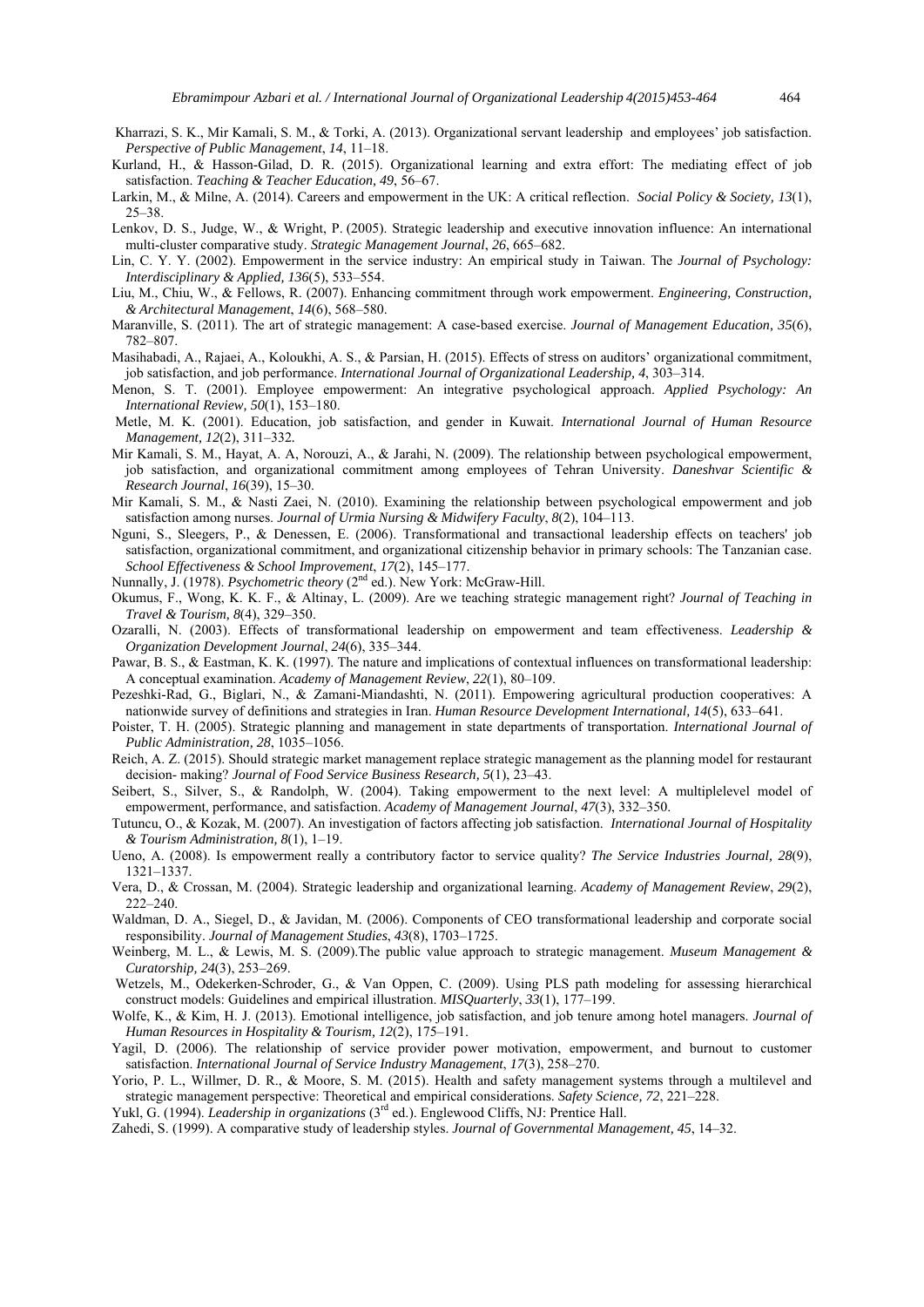Kharrazi, S. K., Mir Kamali, S. M., & Torki, A. (2013). Organizational servant leadership and employees' job satisfaction. *Perspective of Public Management*, *14*, 11–18.

Kurland, H., & Hasson-Gilad, D. R. (2015). Organizational learning and extra effort: The mediating effect of job satisfaction. *Teaching & Teacher Education, 49*, 56–67.

Larkin, M., & Milne, A. (2014). Careers and empowerment in the UK: A critical reflection. *Social Policy & Society, 13*(1), 25–38.

Lenkov, D. S., Judge, W., & Wright, P. (2005). Strategic leadership and executive innovation influence: An international multi-cluster comparative study. *Strategic Management Journal*, *26*, 665–682.

Lin, C. Y. Y. (2002). Empowerment in the service industry: An empirical study in Taiwan. The *Journal of Psychology: Interdisciplinary & Applied, 136*(5), 533–554.

Liu, M., Chiu, W., & Fellows, R. (2007). Enhancing commitment through work empowerment. *Engineering, Construction, & Architectural Management*, *14*(6), 568–580.

Maranville, S. (2011). The art of strategic management: A case-based exercise. *Journal of Management Education*, *35*(6), 782–807.

Masihabadi, A., Rajaei, A., Koloukhi, A. S., & Parsian, H. (2015). Effects of stress on auditors' organizational commitment, job satisfaction, and job performance. *International Journal of Organizational Leadership*, *4*, 303–314.

Menon, S. T. (2001). Employee empowerment: An integrative psychological approach. *Applied Psychology: An International Review, 50*(1), 153–180.

Metle, M. K. (2001). Education, job satisfaction, and gender in Kuwait. *International Journal of Human Resource Management, 12*(2), 311–332.

Mir Kamali, S. M., Hayat, A. A, Norouzi, A., & Jarahi, N. (2009). The relationship between psychological empowerment, job satisfaction, and organizational commitment among employees of Tehran University. *Daneshvar Scientific & Research Journal*, *16*(39), 15–30.

Mir Kamali, S. M., & Nasti Zaei, N. (2010). Examining the relationship between psychological empowerment and job satisfaction among nurses. *Journal of Urmia Nursing & Midwifery Faculty*, *8*(2), 104–113.

Nguni, S., Sleegers, P., & Denessen, E. (2006). Transformational and transactional leadership effects on teachers' job satisfaction, organizational commitment, and organizational citizenship behavior in primary schools: The Tanzanian case. *School Effectiveness & School Improvement*, *17*(2), 145–177.

Nunnally, J. (1978). *Psychometric theory* (2nd ed.). New York: McGraw-Hill.

Okumus, F., Wong, K. K. F., & Altinay, L. (2009). Are we teaching strategic management right? *Journal of Teaching in Travel & Tourism, 8*(4), 329–350.

Ozaralli, N. (2003). Effects of transformational leadership on empowerment and team effectiveness. *Leadership & Organization Development Journal*, *24*(6), 335–344.

Pawar, B. S., & Eastman, K. K. (1997). The nature and implications of contextual influences on transformational leadership: A conceptual examination. *Academy of Management Review*, *22*(1), 80–109.

Pezeshki-Rad, G., Biglari, N., & Zamani-Miandashti, N. (2011). Empowering agricultural production cooperatives: A nationwide survey of definitions and strategies in Iran. *Human Resource Development International, 14*(5), 633–641.

Poister, T. H. (2005). Strategic planning and management in state departments of transportation. *International Journal of Public Administration, 28*, 1035–1056.

Reich, A. Z. (2015). Should strategic market management replace strategic management as the planning model for restaurant decision- making? *Journal of Food Service Business Research, 5*(1), 23–43.

Seibert, S., Silver, S., & Randolph, W. (2004). Taking empowerment to the next level: A multiplelevel model of empowerment, performance, and satisfaction. *Academy of Management Journal*, *47*(3), 332–350.

Tutuncu, O., & Kozak, M. (2007). An investigation of factors affecting job satisfaction. *International Journal of Hospitality & Tourism Administration, 8*(1), 1–19.

Ueno, A. (2008). Is empowerment really a contributory factor to service quality? *The Service Industries Journal, 28*(9), 1321–1337.

Vera, D., & Crossan, M. (2004). Strategic leadership and organizational learning. *Academy of Management Review*, *29*(2), 222–240.

Waldman, D. A., Siegel, D., & Javidan, M. (2006). Components of CEO transformational leadership and corporate social responsibility. *Journal of Management Studies*, *43*(8), 1703–1725.

Weinberg, M. L., & Lewis, M. S. (2009).The public value approach to strategic management. *Museum Management & Curatorship, 24*(3), 253–269.

Wetzels, M., Odekerken-Schroder, G., & Van Oppen, C. (2009). Using PLS path modeling for assessing hierarchical construct models: Guidelines and empirical illustration. *MISQuarterly*, *33*(1), 177–199.

Wolfe, K., & Kim, H. J. (2013). Emotional intelligence, job satisfaction, and job tenure among hotel managers. *Journal of Human Resources in Hospitality & Tourism, 12*(2), 175–191.

Yagil, D. (2006). The relationship of service provider power motivation, empowerment, and burnout to customer satisfaction. *International Journal of Service Industry Management*, *17*(3), 258–270.

Yorio, P. L., Willmer, D. R., & Moore, S. M. (2015). Health and safety management systems through a multilevel and strategic management perspective: Theoretical and empirical considerations. *Safety Science, 72*, 221–228.

Yukl, G. (1994). *Leadership in organizations* (3rd ed.). Englewood Cliffs, NJ: Prentice Hall.

Zahedi, S. (1999). A comparative study of leadership styles. *Journal of Governmental Management, 45*, 14–32.